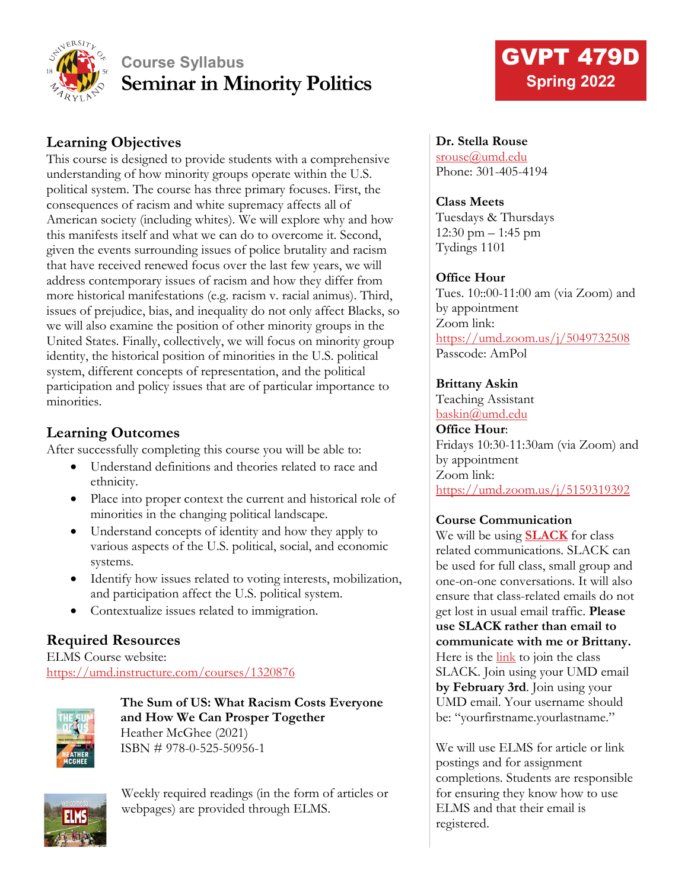# Course Syllabus
# Seminar in Minority Politics

**GVPT 479D**
**Spring 2022**

## Learning Objectives

This course is designed to provide students with a comprehensive understanding of how minority groups operate within the U.S. political system. The course has three primary focuses. First, the consequences of racism and white supremacy affects all of American society (including whites). We will explore why and how this manifests itself and what we can do to overcome it. Second, given the events surrounding issues of police brutality and racism that have received renewed focus over the last few years, we will address contemporary issues of racism and how they differ from more historical manifestations (e.g. racism v. racial animus). Third, issues of prejudice, bias, and inequality do not only affect Blacks, so we will also examine the position of other minority groups in the United States. Finally, collectively, we will focus on minority group identity, the historical position of minorities in the U.S. political system, different concepts of representation, and the political participation and policy issues that are of particular importance to minorities.

## Learning Outcomes

After successfully completing this course you will be able to:

- Understand definitions and theories related to race and ethnicity.
- Place into proper context the current and historical role of minorities in the changing political landscape.
- Understand concepts of identity and how they apply to various aspects of the U.S. political, social, and economic systems.
- Identify how issues related to voting interests, mobilization, and participation affect the U.S. political system.
- Contextualize issues related to immigration.

## Required Resources

ELMS Course website:
https://umd.instructure.com/courses/1320876

**The Sum of US: What Racism Costs Everyone and How We Can Prosper Together**
Heather McGhee (2021)
ISBN # 978-0-525-50956-1

Weekly required readings (in the form of articles or webpages) are provided through ELMS.

**Dr. Stella Rouse**
srouse@umd.edu
Phone: 301-405-4194

**Class Meets**
Tuesdays & Thursdays
12:30 pm – 1:45 pm
Tydings 1101

**Office Hour**
Tues. 10::00-11:00 am (via Zoom) and by appointment
Zoom link:
https://umd.zoom.us/j/5049732508
Passcode: AmPol

**Brittany Askin**
Teaching Assistant
baskin@umd.edu
**Office Hour**:
Fridays 10:30-11:30am (via Zoom) and by appointment
Zoom link:
https://umd.zoom.us/j/5159319392

**Course Communication**

We will be using **SLACK** for class related communications. SLACK can be used for full class, small group and one-on-one conversations. It will also ensure that class-related emails do not get lost in usual email traffic. **Please use SLACK rather than email to communicate with me or Brittany.** Here is the link to join the class SLACK. Join using your UMD email **by February 3rd**. Join using your UMD email. Your username should be: "yourfirstname.yourlastname."

We will use ELMS for article or link postings and for assignment completions. Students are responsible for ensuring they know how to use ELMS and that their email is registered.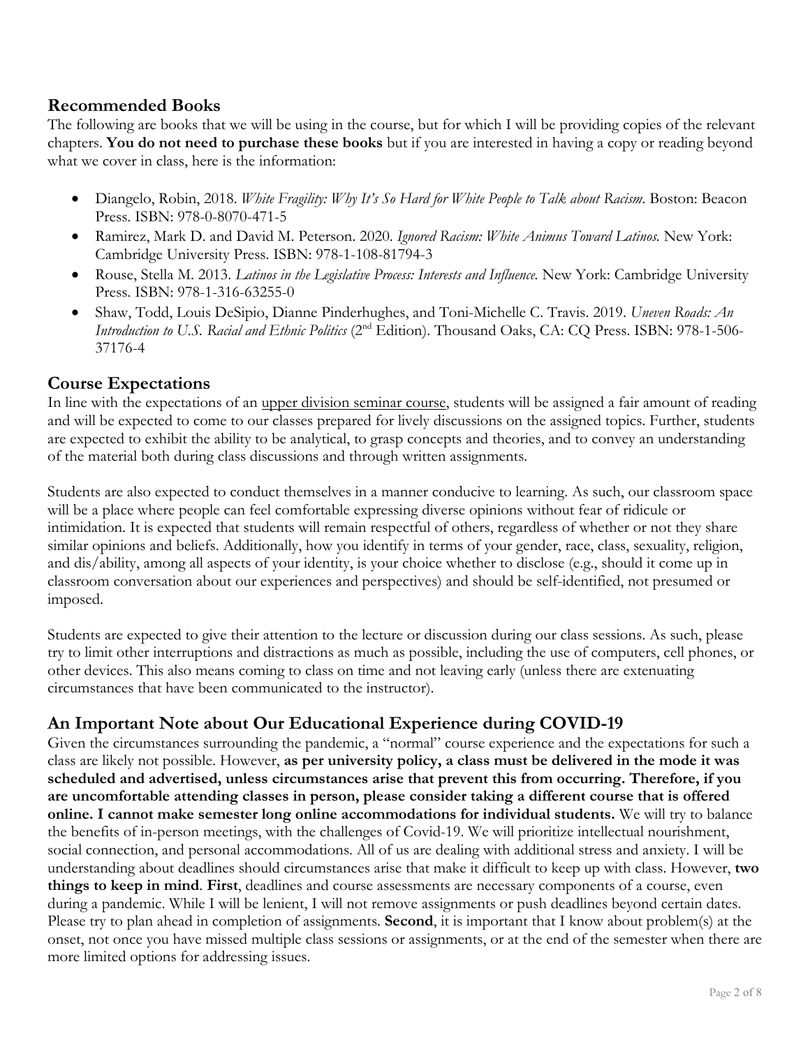## Recommended Books

The following are books that we will be using in the course, but for which I will be providing copies of the relevant chapters. **You do not need to purchase these books** but if you are interested in having a copy or reading beyond what we cover in class, here is the information:

- Diangelo, Robin, 2018. *White Fragility: Why It's So Hard for White People to Talk about Racism.* Boston: Beacon Press. ISBN: 978-0-8070-471-5
- Ramirez, Mark D. and David M. Peterson. 2020. *Ignored Racism: White Animus Toward Latinos.* New York: Cambridge University Press. ISBN: 978-1-108-81794-3
- Rouse, Stella M. 2013. *Latinos in the Legislative Process: Interests and Influence.* New York: Cambridge University Press. ISBN: 978-1-316-63255-0
- Shaw, Todd, Louis DeSipio, Dianne Pinderhughes, and Toni-Michelle C. Travis. 2019. *Uneven Roads: An Introduction to U.S. Racial and Ethnic Politics* (2nd Edition). Thousand Oaks, CA: CQ Press. ISBN: 978-1-506-37176-4

## Course Expectations

In line with the expectations of an upper division seminar course, students will be assigned a fair amount of reading and will be expected to come to our classes prepared for lively discussions on the assigned topics. Further, students are expected to exhibit the ability to be analytical, to grasp concepts and theories, and to convey an understanding of the material both during class discussions and through written assignments.

Students are also expected to conduct themselves in a manner conducive to learning. As such, our classroom space will be a place where people can feel comfortable expressing diverse opinions without fear of ridicule or intimidation. It is expected that students will remain respectful of others, regardless of whether or not they share similar opinions and beliefs. Additionally, how you identify in terms of your gender, race, class, sexuality, religion, and dis/ability, among all aspects of your identity, is your choice whether to disclose (e.g., should it come up in classroom conversation about our experiences and perspectives) and should be self-identified, not presumed or imposed.

Students are expected to give their attention to the lecture or discussion during our class sessions. As such, please try to limit other interruptions and distractions as much as possible, including the use of computers, cell phones, or other devices. This also means coming to class on time and not leaving early (unless there are extenuating circumstances that have been communicated to the instructor).

## An Important Note about Our Educational Experience during COVID-19

Given the circumstances surrounding the pandemic, a "normal" course experience and the expectations for such a class are likely not possible. However, **as per university policy, a class must be delivered in the mode it was scheduled and advertised, unless circumstances arise that prevent this from occurring. Therefore, if you are uncomfortable attending classes in person, please consider taking a different course that is offered online. I cannot make semester long online accommodations for individual students.** We will try to balance the benefits of in-person meetings, with the challenges of Covid-19. We will prioritize intellectual nourishment, social connection, and personal accommodations. All of us are dealing with additional stress and anxiety. I will be understanding about deadlines should circumstances arise that make it difficult to keep up with class. However, **two things to keep in mind**. **First**, deadlines and course assessments are necessary components of a course, even during a pandemic. While I will be lenient, I will not remove assignments or push deadlines beyond certain dates. Please try to plan ahead in completion of assignments. **Second**, it is important that I know about problem(s) at the onset, not once you have missed multiple class sessions or assignments, or at the end of the semester when there are more limited options for addressing issues.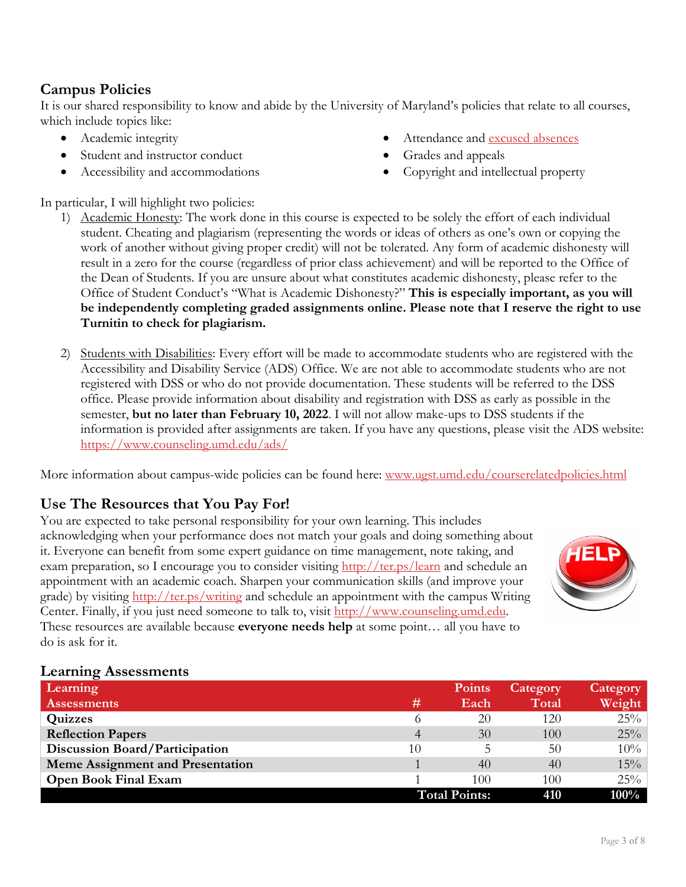## Campus Policies

It is our shared responsibility to know and abide by the University of Maryland's policies that relate to all courses, which include topics like:

- Academic integrity
- Student and instructor conduct
- Accessibility and accommodations
- Attendance and excused absences
- Grades and appeals
- Copyright and intellectual property

In particular, I will highlight two policies:

1) Academic Honesty: The work done in this course is expected to be solely the effort of each individual student. Cheating and plagiarism (representing the words or ideas of others as one's own or copying the work of another without giving proper credit) will not be tolerated. Any form of academic dishonesty will result in a zero for the course (regardless of prior class achievement) and will be reported to the Office of the Dean of Students. If you are unsure about what constitutes academic dishonesty, please refer to the Office of Student Conduct's "What is Academic Dishonesty?" **This is especially important, as you will be independently completing graded assignments online. Please note that I reserve the right to use Turnitin to check for plagiarism.**

2) Students with Disabilities: Every effort will be made to accommodate students who are registered with the Accessibility and Disability Service (ADS) Office. We are not able to accommodate students who are not registered with DSS or who do not provide documentation. These students will be referred to the DSS office. Please provide information about disability and registration with DSS as early as possible in the semester, **but no later than February 10, 2022**. I will not allow make-ups to DSS students if the information is provided after assignments are taken. If you have any questions, please visit the ADS website: https://www.counseling.umd.edu/ads/

More information about campus-wide policies can be found here: www.ugst.umd.edu/courserelatedpolicies.html

## Use The Resources that You Pay For!

You are expected to take personal responsibility for your own learning. This includes acknowledging when your performance does not match your goals and doing something about it. Everyone can benefit from some expert guidance on time management, note taking, and exam preparation, so I encourage you to consider visiting http://ter.ps/learn and schedule an appointment with an academic coach. Sharpen your communication skills (and improve your grade) by visiting http://ter.ps/writing and schedule an appointment with the campus Writing Center. Finally, if you just need someone to talk to, visit http://www.counseling.umd.edu. These resources are available because **everyone needs help** at some point… all you have to do is ask for it.

## Learning Assessments

| Learning Assessments | # | Points Each | Category Total | Category Weight |
|---|---|---|---|---|
| **Quizzes** | 6 | 20 | 120 | 25% |
| **Reflection Papers** | 4 | 30 | 100 | 25% |
| **Discussion Board/Participation** | 10 | 5 | 50 | 10% |
| **Meme Assignment and Presentation** | 1 | 40 | 40 | 15% |
| **Open Book Final Exam** | 1 | 100 | 100 | 25% |
| | | **Total Points:** | **410** | **100%** |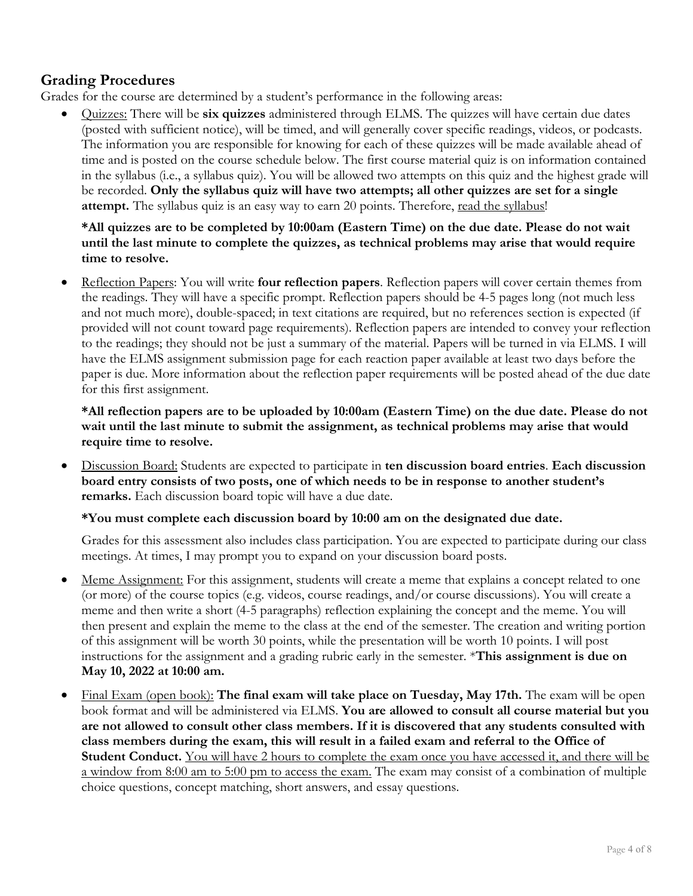## Grading Procedures

Grades for the course are determined by a student's performance in the following areas:

- Quizzes: There will be **six quizzes** administered through ELMS. The quizzes will have certain due dates (posted with sufficient notice), will be timed, and will generally cover specific readings, videos, or podcasts. The information you are responsible for knowing for each of these quizzes will be made available ahead of time and is posted on the course schedule below. The first course material quiz is on information contained in the syllabus (i.e., a syllabus quiz). You will be allowed two attempts on this quiz and the highest grade will be recorded. **Only the syllabus quiz will have two attempts; all other quizzes are set for a single attempt.** The syllabus quiz is an easy way to earn 20 points. Therefore, read the syllabus!

  ***All quizzes are to be completed by 10:00am (Eastern Time) on the due date. Please do not wait until the last minute to complete the quizzes, as technical problems may arise that would require time to resolve.**

- Reflection Papers: You will write **four reflection papers**. Reflection papers will cover certain themes from the readings. They will have a specific prompt. Reflection papers should be 4-5 pages long (not much less and not much more), double-spaced; in text citations are required, but no references section is expected (if provided will not count toward page requirements). Reflection papers are intended to convey your reflection to the readings; they should not be just a summary of the material. Papers will be turned in via ELMS. I will have the ELMS assignment submission page for each reaction paper available at least two days before the paper is due. More information about the reflection paper requirements will be posted ahead of the due date for this first assignment.

  ***All reflection papers are to be uploaded by 10:00am (Eastern Time) on the due date. Please do not wait until the last minute to submit the assignment, as technical problems may arise that would require time to resolve.**

- Discussion Board: Students are expected to participate in **ten discussion board entries**. **Each discussion board entry consists of two posts, one of which needs to be in response to another student's remarks.** Each discussion board topic will have a due date.

  ***You must complete each discussion board by 10:00 am on the designated due date.**

  Grades for this assessment also includes class participation. You are expected to participate during our class meetings. At times, I may prompt you to expand on your discussion board posts.

- Meme Assignment: For this assignment, students will create a meme that explains a concept related to one (or more) of the course topics (e.g. videos, course readings, and/or course discussions). You will create a meme and then write a short (4-5 paragraphs) reflection explaining the concept and the meme. You will then present and explain the meme to the class at the end of the semester. The creation and writing portion of this assignment will be worth 30 points, while the presentation will be worth 10 points. I will post instructions for the assignment and a grading rubric early in the semester. ***This assignment is due on May 10, 2022 at 10:00 am.**

- Final Exam (open book): **The final exam will take place on Tuesday, May 17th.** The exam will be open book format and will be administered via ELMS. **You are allowed to consult all course material but you are not allowed to consult other class members. If it is discovered that any students consulted with class members during the exam, this will result in a failed exam and referral to the Office of Student Conduct.** You will have 2 hours to complete the exam once you have accessed it, and there will be a window from 8:00 am to 5:00 pm to access the exam. The exam may consist of a combination of multiple choice questions, concept matching, short answers, and essay questions.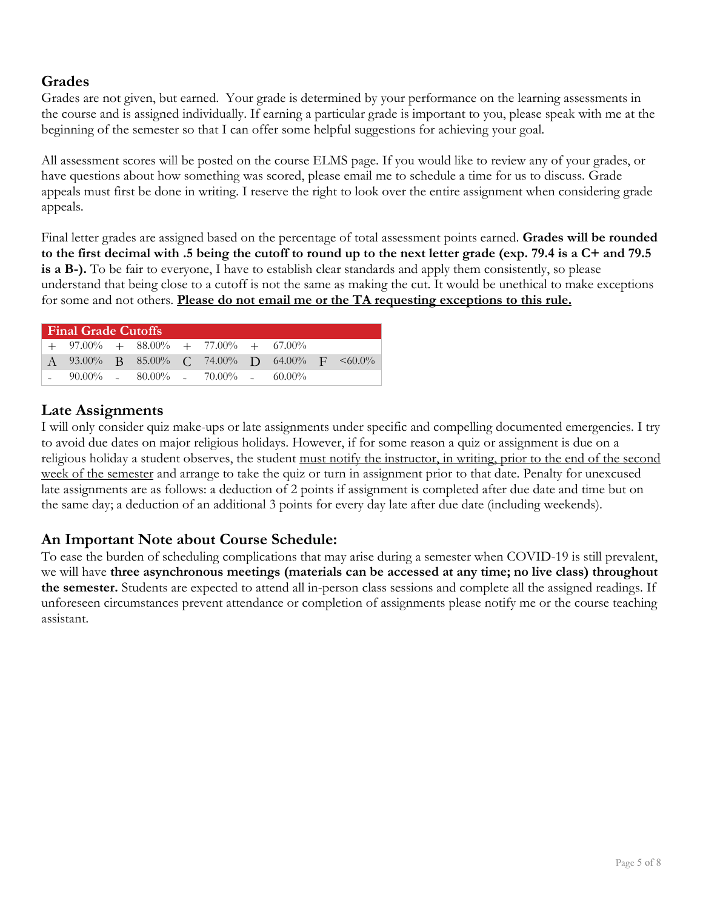## Grades

Grades are not given, but earned. Your grade is determined by your performance on the learning assessments in the course and is assigned individually. If earning a particular grade is important to you, please speak with me at the beginning of the semester so that I can offer some helpful suggestions for achieving your goal.

All assessment scores will be posted on the course ELMS page. If you would like to review any of your grades, or have questions about how something was scored, please email me to schedule a time for us to discuss. Grade appeals must first be done in writing. I reserve the right to look over the entire assignment when considering grade appeals.

Final letter grades are assigned based on the percentage of total assessment points earned. **Grades will be rounded to the first decimal with .5 being the cutoff to round up to the next letter grade (exp. 79.4 is a C+ and 79.5 is a B-).** To be fair to everyone, I have to establish clear standards and apply them consistently, so please understand that being close to a cutoff is not the same as making the cut. It would be unethical to make exceptions for some and not others. **Please do not email me or the TA requesting exceptions to this rule.**

| Final Grade Cutoffs | | | | | | | | | |
|---|---|---|---|---|---|---|---|---|---|
| + | 97.00% | + | 88.00% | + | 77.00% | + | 67.00% | | |
| A | 93.00% | B | 85.00% | C | 74.00% | D | 64.00% | F | <60.0% |
| - | 90.00% | - | 80.00% | - | 70.00% | - | 60.00% | | |

## Late Assignments

I will only consider quiz make-ups or late assignments under specific and compelling documented emergencies. I try to avoid due dates on major religious holidays. However, if for some reason a quiz or assignment is due on a religious holiday a student observes, the student must notify the instructor, in writing, prior to the end of the second week of the semester and arrange to take the quiz or turn in assignment prior to that date. Penalty for unexcused late assignments are as follows: a deduction of 2 points if assignment is completed after due date and time but on the same day; a deduction of an additional 3 points for every day late after due date (including weekends).

## An Important Note about Course Schedule:

To ease the burden of scheduling complications that may arise during a semester when COVID-19 is still prevalent, we will have **three asynchronous meetings (materials can be accessed at any time; no live class) throughout the semester.** Students are expected to attend all in-person class sessions and complete all the assigned readings. If unforeseen circumstances prevent attendance or completion of assignments please notify me or the course teaching assistant.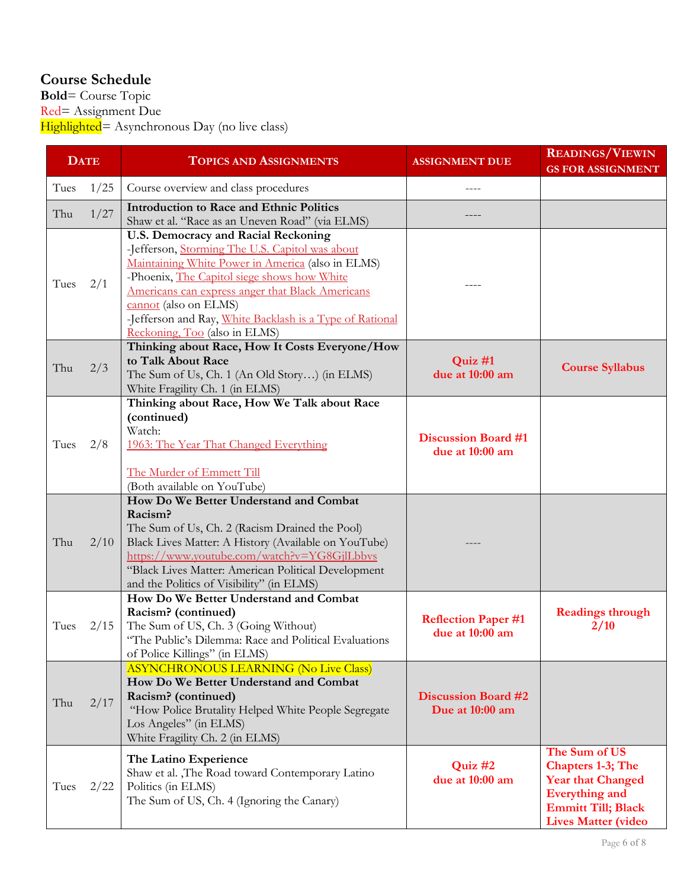## Course Schedule

**Bold**= Course Topic
Red= Assignment Due
Highlighted= Asynchronous Day (no live class)

| Date | | Topics and Assignments | Assignment Due | Readings/Viewings for Assignment |
|---|---|---|---|---|
| Tues | 1/25 | Course overview and class procedures | ---- | |
| Thu | 1/27 | **Introduction to Race and Ethnic Politics**<br>Shaw et al. "Race as an Uneven Road" (via ELMS) | ---- | |
| Tues | 2/1 | **U.S. Democracy and Racial Reckoning**<br>-Jefferson, Storming The U.S. Capitol was about Maintaining White Power in America (also in ELMS)<br>-Phoenix, The Capitol siege shows how White Americans can express anger that Black Americans cannot (also on ELMS)<br>-Jefferson and Ray, White Backlash is a Type of Rational Reckoning, Too (also in ELMS) | ---- | |
| Thu | 2/3 | **Thinking about Race, How It Costs Everyone/How to Talk About Race**<br>The Sum of Us, Ch. 1 (An Old Story…) (in ELMS)<br>White Fragility Ch. 1 (in ELMS) | **Quiz #1 due at 10:00 am** | **Course Syllabus** |
| Tues | 2/8 | **Thinking about Race, How We Talk about Race (continued)**<br>Watch:<br>1963: The Year That Changed Everything<br><br>The Murder of Emmett Till<br>(Both available on YouTube) | **Discussion Board #1 due at 10:00 am** | |
| Thu | 2/10 | **How Do We Better Understand and Combat Racism?**<br>The Sum of Us, Ch. 2 (Racism Drained the Pool)<br>Black Lives Matter: A History (Available on YouTube)<br>https://www.youtube.com/watch?v=YG8GjlLbbvs<br>"Black Lives Matter: American Political Development and the Politics of Visibility" (in ELMS) | ---- | |
| Tues | 2/15 | **How Do We Better Understand and Combat Racism? (continued)**<br>The Sum of US, Ch. 3 (Going Without)<br>"The Public's Dilemma: Race and Political Evaluations of Police Killings" (in ELMS) | **Reflection Paper #1 due at 10:00 am** | **Readings through 2/10** |
| Thu | 2/17 | ASYNCHRONOUS LEARNING (No Live Class)<br>**How Do We Better Understand and Combat Racism? (continued)**<br>"How Police Brutality Helped White People Segregate Los Angeles" (in ELMS)<br>White Fragility Ch. 2 (in ELMS) | **Discussion Board #2 Due at 10:00 am** | |
| Tues | 2/22 | **The Latino Experience**<br>Shaw et al. ,The Road toward Contemporary Latino Politics (in ELMS)<br>The Sum of US, Ch. 4 (Ignoring the Canary) | **Quiz #2 due at 10:00 am** | **The Sum of US Chapters 1-3; The Year that Changed Everything and Emmitt Till; Black Lives Matter (video** |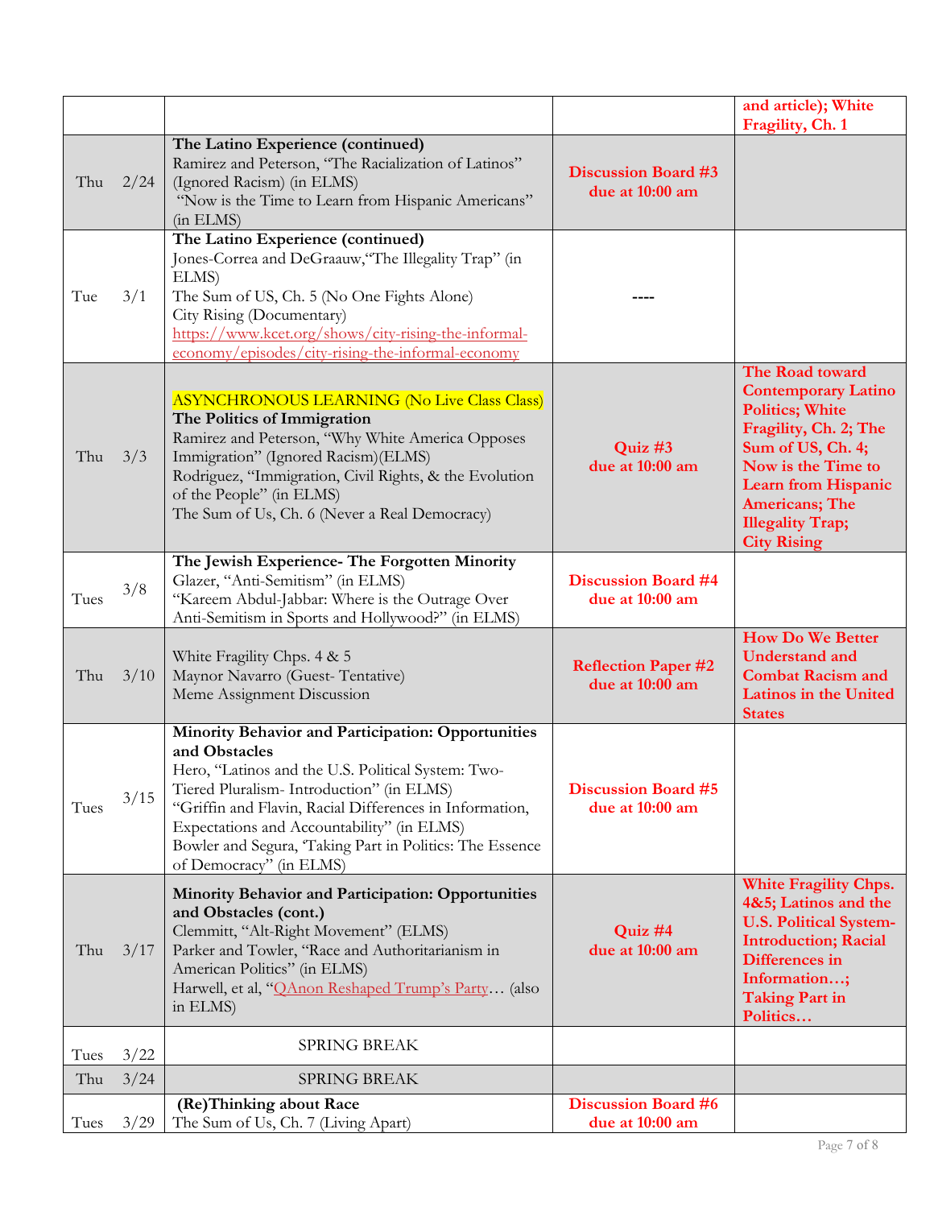| | | | | |
|---|---|---|---|---|
| | | | | and article); White Fragility, Ch. 1 |
| Thu | 2/24 | **The Latino Experience (continued)**<br>Ramirez and Peterson, "The Racialization of Latinos" (Ignored Racism) (in ELMS)<br>"Now is the Time to Learn from Hispanic Americans" (in ELMS) | **Discussion Board #3 due at 10:00 am** | |
| Tue | 3/1 | **The Latino Experience (continued)**<br>Jones-Correa and DeGraauw,"The Illegality Trap" (in ELMS)<br>The Sum of US, Ch. 5 (No One Fights Alone)<br>City Rising (Documentary)<br>https://www.kcet.org/shows/city-rising-the-informal-economy/episodes/city-rising-the-informal-economy | ---- | |
| Thu | 3/3 | ASYNCHRONOUS LEARNING (No Live Class Class)<br>**The Politics of Immigration**<br>Ramirez and Peterson, "Why White America Opposes Immigration" (Ignored Racism)(ELMS)<br>Rodriguez, "Immigration, Civil Rights, & the Evolution of the People" (in ELMS)<br>The Sum of Us, Ch. 6 (Never a Real Democracy) | **Quiz #3 due at 10:00 am** | **The Road toward Contemporary Latino Politics; White Fragility, Ch. 2; The Sum of US, Ch. 4; Now is the Time to Learn from Hispanic Americans; The Illegality Trap; City Rising** |
| Tues | 3/8 | **The Jewish Experience- The Forgotten Minority**<br>Glazer, "Anti-Semitism" (in ELMS)<br>"Kareem Abdul-Jabbar: Where is the Outrage Over Anti-Semitism in Sports and Hollywood?" (in ELMS) | **Discussion Board #4 due at 10:00 am** | |
| Thu | 3/10 | White Fragility Chps. 4 & 5<br>Maynor Navarro (Guest- Tentative)<br>Meme Assignment Discussion | **Reflection Paper #2 due at 10:00 am** | **How Do We Better Understand and Combat Racism and Latinos in the United States** |
| Tues | 3/15 | **Minority Behavior and Participation: Opportunities and Obstacles**<br>Hero, "Latinos and the U.S. Political System: Two-Tiered Pluralism- Introduction" (in ELMS)<br>"Griffin and Flavin, Racial Differences in Information, Expectations and Accountability" (in ELMS)<br>Bowler and Segura, 'Taking Part in Politics: The Essence of Democracy" (in ELMS) | **Discussion Board #5 due at 10:00 am** | |
| Thu | 3/17 | **Minority Behavior and Participation: Opportunities and Obstacles (cont.)**<br>Clemmitt, "Alt-Right Movement" (ELMS)<br>Parker and Towler, "Race and Authoritarianism in American Politics" (in ELMS)<br>Harwell, et al, "QAnon Reshaped Trump's Party… (also in ELMS) | **Quiz #4 due at 10:00 am** | **White Fragility Chps. 4&5; Latinos and the U.S. Political System- Introduction; Racial Differences in Information…; Taking Part in Politics…** |
| Tues | 3/22 | SPRING BREAK | | |
| Thu | 3/24 | SPRING BREAK | | |
| Tues | 3/29 | **(Re)Thinking about Race**<br>The Sum of Us, Ch. 7 (Living Apart) | **Discussion Board #6 due at 10:00 am** | |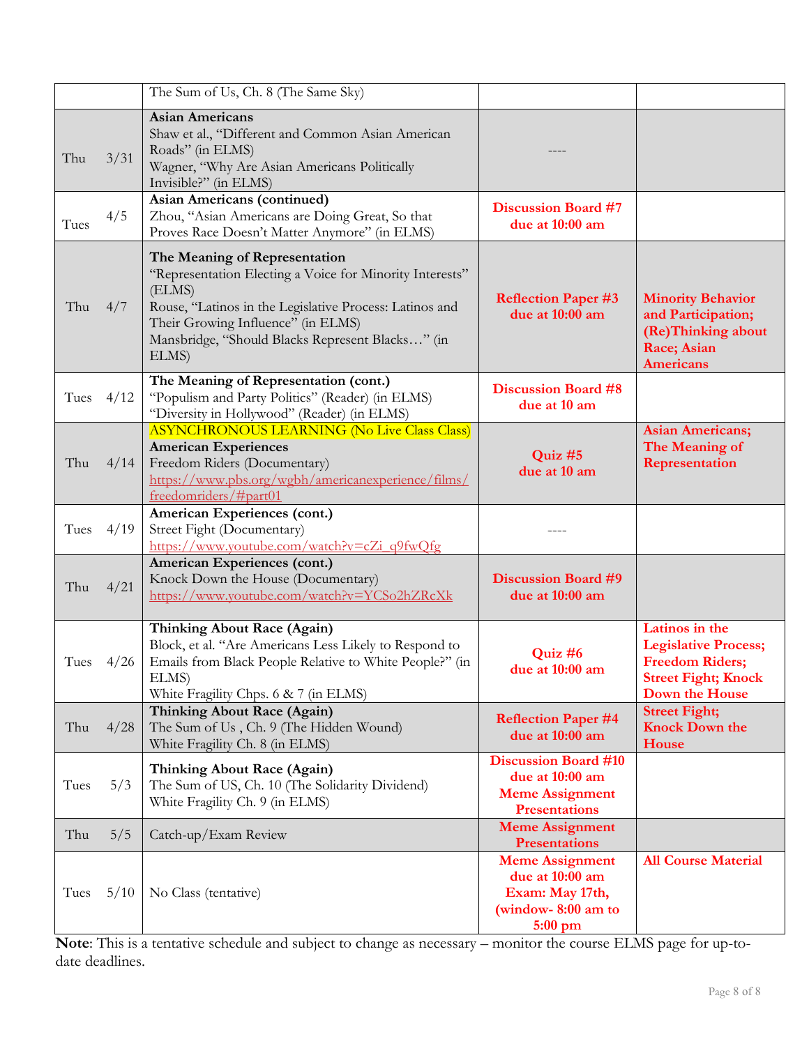| | | | | |
|---|---|---|---|---|
| | | The Sum of Us, Ch. 8 (The Same Sky) | | |
| Thu | 3/31 | **Asian Americans**<br>Shaw et al., "Different and Common Asian American Roads" (in ELMS)<br>Wagner, "Why Are Asian Americans Politically Invisible?" (in ELMS) | ---- | |
| Tues | 4/5 | **Asian Americans (continued)**<br>Zhou, "Asian Americans are Doing Great, So that Proves Race Doesn't Matter Anymore" (in ELMS) | **Discussion Board #7 due at 10:00 am** | |
| Thu | 4/7 | **The Meaning of Representation**<br>"Representation Electing a Voice for Minority Interests" (ELMS)<br>Rouse, "Latinos in the Legislative Process: Latinos and Their Growing Influence" (in ELMS)<br>Mansbridge, "Should Blacks Represent Blacks…" (in ELMS) | **Reflection Paper #3 due at 10:00 am** | **Minority Behavior and Participation; (Re)Thinking about Race; Asian Americans** |
| Tues | 4/12 | **The Meaning of Representation (cont.)**<br>"Populism and Party Politics" (Reader) (in ELMS)<br>"Diversity in Hollywood" (Reader) (in ELMS) | **Discussion Board #8 due at 10 am** | |
| Thu | 4/14 | ASYNCHRONOUS LEARNING (No Live Class Class)<br>**American Experiences**<br>Freedom Riders (Documentary)<br>https://www.pbs.org/wgbh/americanexperience/films/freedomriders/#part01 | **Quiz #5 due at 10 am** | **Asian Americans; The Meaning of Representation** |
| Tues | 4/19 | **American Experiences (cont.)**<br>Street Fight (Documentary)<br>https://www.youtube.com/watch?v=cZi_q9fwQfg | ---- | |
| Thu | 4/21 | **American Experiences (cont.)**<br>Knock Down the House (Documentary)<br>https://www.youtube.com/watch?v=YCSo2hZRcXk | **Discussion Board #9 due at 10:00 am** | |
| Tues | 4/26 | **Thinking About Race (Again)**<br>Block, et al. "Are Americans Less Likely to Respond to Emails from Black People Relative to White People?" (in ELMS)<br>White Fragility Chps. 6 & 7 (in ELMS) | **Quiz #6 due at 10:00 am** | **Latinos in the Legislative Process; Freedom Riders; Street Fight; Knock Down the House** |
| Thu | 4/28 | **Thinking About Race (Again)**<br>The Sum of Us , Ch. 9 (The Hidden Wound)<br>White Fragility Ch. 8 (in ELMS) | **Reflection Paper #4 due at 10:00 am** | **Street Fight; Knock Down the House** |
| Tues | 5/3 | **Thinking About Race (Again)**<br>The Sum of US, Ch. 10 (The Solidarity Dividend)<br>White Fragility Ch. 9 (in ELMS) | **Discussion Board #10 due at 10:00 am Meme Assignment Presentations** | |
| Thu | 5/5 | Catch-up/Exam Review | **Meme Assignment Presentations** | |
| Tues | 5/10 | No Class (tentative) | **Meme Assignment due at 10:00 am Exam: May 17th, (window- 8:00 am to 5:00 pm** | **All Course Material** |

**Note**: This is a tentative schedule and subject to change as necessary – monitor the course ELMS page for up-to-date deadlines.